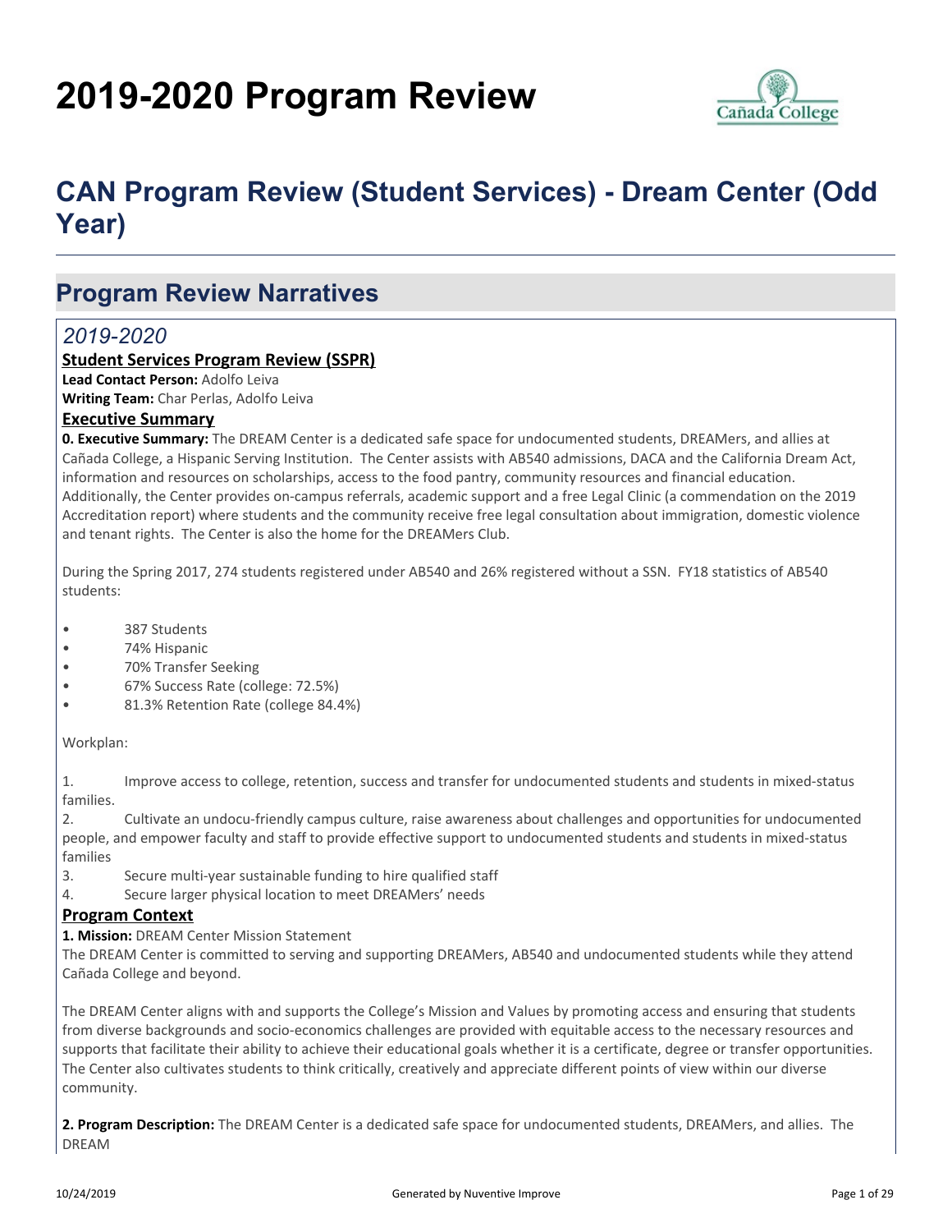# 2019-2020 Program Review

# CAN Program Review (Student Services) - Dream Center (Odd Year)

## Program Review Narratives

### *2019-2020*

**Student Services Program Review (SSPR)**

**Lead Contact Person:** Adolfo Leiva

**Writing Team:** Char Perlas, Adolfo Leiva

**Executive Summary**

**0. Executive Summary:** The DREAM Center is a dedicated safe space for undocumented students, DREAMers, and allies at Cañada College, a Hispanic Serving Institution. The Center assists with AB540 admissions, DACA and the California Dream Act, information and resources on scholarships, access to the food pantry, community resources and financial education. Additionally, the Center provides on-campus referrals, academic support and a free Legal Clinic (a commendation on the 2019 Accreditation report) where students and the community receive free legal consultation about immigration, domestic violence and tenant rights. The Center is also the home for the DREAMers Club.

During the Spring 2017, 274 students registered under AB540 and 26% registered without a SSN. FY18 statistics of AB540 students:

- 387 Students
- 74% Hispanic
- 70% Transfer Seeking
- 67% Success Rate (college: 72.5%)
- 81.3% Retention Rate (college 84.4%)

Workplan:

1. Improve access to college, retention, success and transfer for undocumented students and students in mixed-status families.
2. Cultivate an undocu-friendly campus culture, raise awareness about challenges and opportunities for undocumented people, and empower faculty and staff to provide effective support to undocumented students and students in mixed-status families
3. Secure multi-year sustainable funding to hire qualified staff
4. Secure larger physical location to meet DREAMers' needs

**Program Context**

**1. Mission:** DREAM Center Mission Statement

The DREAM Center is committed to serving and supporting DREAMers, AB540 and undocumented students while they attend Cañada College and beyond.

The DREAM Center aligns with and supports the College's Mission and Values by promoting access and ensuring that students from diverse backgrounds and socio-economics challenges are provided with equitable access to the necessary resources and supports that facilitate their ability to achieve their educational goals whether it is a certificate, degree or transfer opportunities. The Center also cultivates students to think critically, creatively and appreciate different points of view within our diverse community.

**2. Program Description:** The DREAM Center is a dedicated safe space for undocumented students, DREAMers, and allies. The DREAM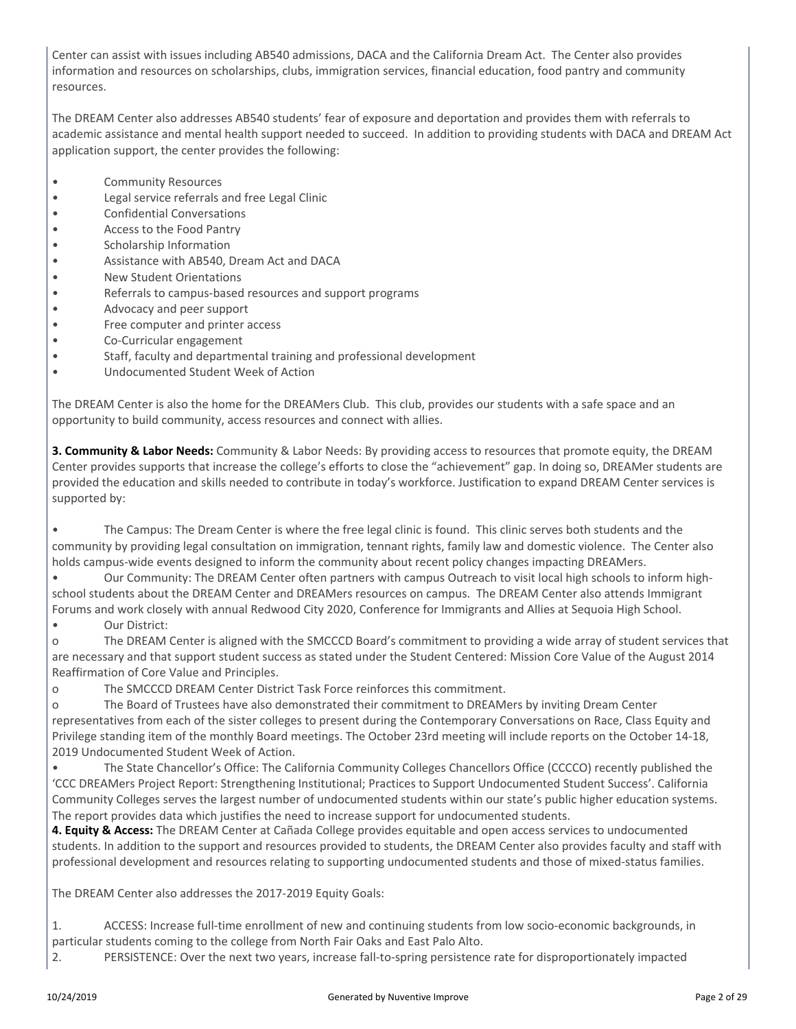Center can assist with issues including AB540 admissions, DACA and the California Dream Act. The Center also provides information and resources on scholarships, clubs, immigration services, financial education, food pantry and community resources.

The DREAM Center also addresses AB540 students' fear of exposure and deportation and provides them with referrals to academic assistance and mental health support needed to succeed. In addition to providing students with DACA and DREAM Act application support, the center provides the following:

- Community Resources
- Legal service referrals and free Legal Clinic
- Confidential Conversations
- Access to the Food Pantry
- Scholarship Information
- Assistance with AB540, Dream Act and DACA
- New Student Orientations
- Referrals to campus-based resources and support programs
- Advocacy and peer support
- Free computer and printer access
- Co-Curricular engagement
- Staff, faculty and departmental training and professional development
- Undocumented Student Week of Action

The DREAM Center is also the home for the DREAMers Club. This club, provides our students with a safe space and an opportunity to build community, access resources and connect with allies.

**3. Community & Labor Needs:** Community & Labor Needs: By providing access to resources that promote equity, the DREAM Center provides supports that increase the college's efforts to close the "achievement" gap. In doing so, DREAMer students are provided the education and skills needed to contribute in today's workforce. Justification to expand DREAM Center services is supported by:

- The Campus: The Dream Center is where the free legal clinic is found. This clinic serves both students and the community by providing legal consultation on immigration, tennant rights, family law and domestic violence. The Center also holds campus-wide events designed to inform the community about recent policy changes impacting DREAMers.
- Our Community: The DREAM Center often partners with campus Outreach to visit local high schools to inform high-school students about the DREAM Center and DREAMers resources on campus. The DREAM Center also attends Immigrant Forums and work closely with annual Redwood City 2020, Conference for Immigrants and Allies at Sequoia High School.
- Our District:
  - The DREAM Center is aligned with the SMCCCD Board's commitment to providing a wide array of student services that are necessary and that support student success as stated under the Student Centered: Mission Core Value of the August 2014 Reaffirmation of Core Value and Principles.
  - The SMCCCD DREAM Center District Task Force reinforces this commitment.
  - The Board of Trustees have also demonstrated their commitment to DREAMers by inviting Dream Center representatives from each of the sister colleges to present during the Contemporary Conversations on Race, Class Equity and Privilege standing item of the monthly Board meetings. The October 23rd meeting will include reports on the October 14-18, 2019 Undocumented Student Week of Action.
- The State Chancellor's Office: The California Community Colleges Chancellors Office (CCCCO) recently published the 'CCC DREAMers Project Report: Strengthening Institutional; Practices to Support Undocumented Student Success'. California Community Colleges serves the largest number of undocumented students within our state's public higher education systems. The report provides data which justifies the need to increase support for undocumented students.

**4. Equity & Access:** The DREAM Center at Cañada College provides equitable and open access services to undocumented students. In addition to the support and resources provided to students, the DREAM Center also provides faculty and staff with professional development and resources relating to supporting undocumented students and those of mixed-status families.

The DREAM Center also addresses the 2017-2019 Equity Goals:

1. ACCESS: Increase full-time enrollment of new and continuing students from low socio-economic backgrounds, in particular students coming to the college from North Fair Oaks and East Palo Alto.
2. PERSISTENCE: Over the next two years, increase fall-to-spring persistence rate for disproportionately impacted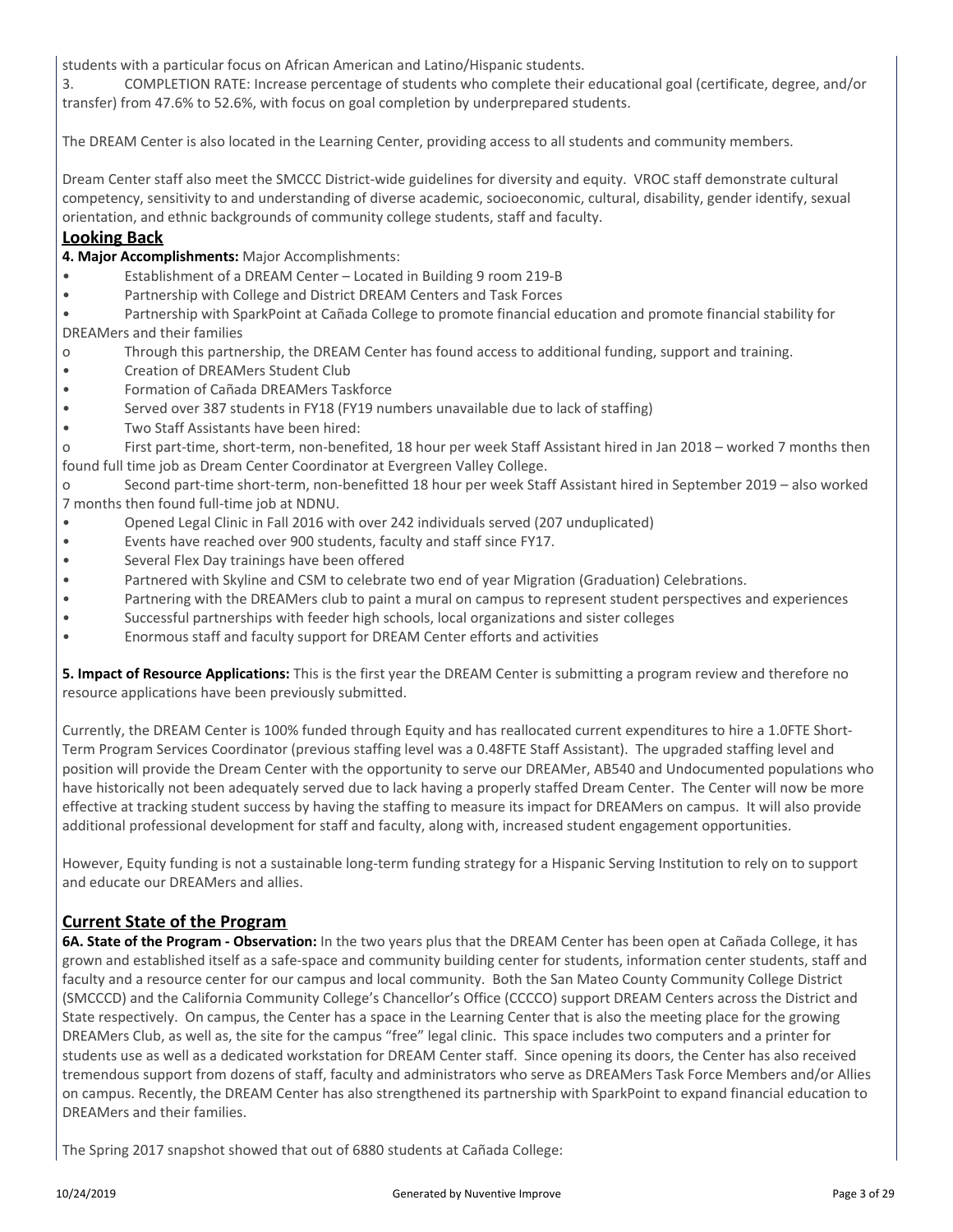students with a particular focus on African American and Latino/Hispanic students.

3. COMPLETION RATE: Increase percentage of students who complete their educational goal (certificate, degree, and/or transfer) from 47.6% to 52.6%, with focus on goal completion by underprepared students.

The DREAM Center is also located in the Learning Center, providing access to all students and community members.

Dream Center staff also meet the SMCCC District-wide guidelines for diversity and equity. VROC staff demonstrate cultural competency, sensitivity to and understanding of diverse academic, socioeconomic, cultural, disability, gender identify, sexual orientation, and ethnic backgrounds of community college students, staff and faculty.

## Looking Back

**4. Major Accomplishments:** Major Accomplishments:

- Establishment of a DREAM Center – Located in Building 9 room 219-B
- Partnership with College and District DREAM Centers and Task Forces
- Partnership with SparkPoint at Cañada College to promote financial education and promote financial stability for DREAMers and their families
  - Through this partnership, the DREAM Center has found access to additional funding, support and training.
- Creation of DREAMers Student Club
- Formation of Cañada DREAMers Taskforce
- Served over 387 students in FY18 (FY19 numbers unavailable due to lack of staffing)
- Two Staff Assistants have been hired:
  - First part-time, short-term, non-benefited, 18 hour per week Staff Assistant hired in Jan 2018 – worked 7 months then found full time job as Dream Center Coordinator at Evergreen Valley College.
  - Second part-time short-term, non-benefitted 18 hour per week Staff Assistant hired in September 2019 – also worked 7 months then found full-time job at NDNU.
- Opened Legal Clinic in Fall 2016 with over 242 individuals served (207 unduplicated)
- Events have reached over 900 students, faculty and staff since FY17.
- Several Flex Day trainings have been offered
- Partnered with Skyline and CSM to celebrate two end of year Migration (Graduation) Celebrations.
- Partnering with the DREAMers club to paint a mural on campus to represent student perspectives and experiences
- Successful partnerships with feeder high schools, local organizations and sister colleges
- Enormous staff and faculty support for DREAM Center efforts and activities

**5. Impact of Resource Applications:** This is the first year the DREAM Center is submitting a program review and therefore no resource applications have been previously submitted.

Currently, the DREAM Center is 100% funded through Equity and has reallocated current expenditures to hire a 1.0FTE Short-Term Program Services Coordinator (previous staffing level was a 0.48FTE Staff Assistant). The upgraded staffing level and position will provide the Dream Center with the opportunity to serve our DREAMer, AB540 and Undocumented populations who have historically not been adequately served due to lack having a properly staffed Dream Center. The Center will now be more effective at tracking student success by having the staffing to measure its impact for DREAMers on campus. It will also provide additional professional development for staff and faculty, along with, increased student engagement opportunities.

However, Equity funding is not a sustainable long-term funding strategy for a Hispanic Serving Institution to rely on to support and educate our DREAMers and allies.

## Current State of the Program

**6A. State of the Program - Observation:** In the two years plus that the DREAM Center has been open at Cañada College, it has grown and established itself as a safe-space and community building center for students, information center students, staff and faculty and a resource center for our campus and local community. Both the San Mateo County Community College District (SMCCCD) and the California Community College's Chancellor's Office (CCCCO) support DREAM Centers across the District and State respectively. On campus, the Center has a space in the Learning Center that is also the meeting place for the growing DREAMers Club, as well as, the site for the campus "free" legal clinic. This space includes two computers and a printer for students use as well as a dedicated workstation for DREAM Center staff. Since opening its doors, the Center has also received tremendous support from dozens of staff, faculty and administrators who serve as DREAMers Task Force Members and/or Allies on campus. Recently, the DREAM Center has also strengthened its partnership with SparkPoint to expand financial education to DREAMers and their families.

The Spring 2017 snapshot showed that out of 6880 students at Cañada College: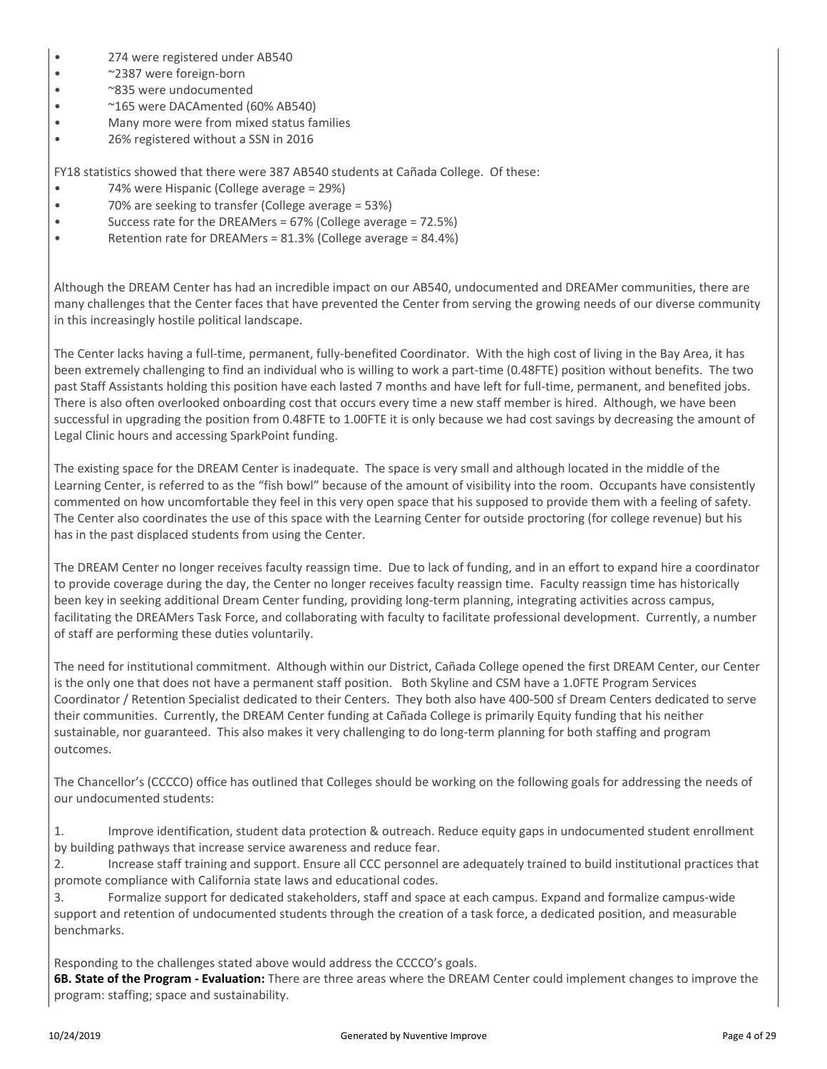- 274 were registered under AB540
- ~2387 were foreign-born
- ~835 were undocumented
- ~165 were DACAmented (60% AB540)
- Many more were from mixed status families
- 26% registered without a SSN in 2016

FY18 statistics showed that there were 387 AB540 students at Cañada College. Of these:

- 74% were Hispanic (College average = 29%)
- 70% are seeking to transfer (College average = 53%)
- Success rate for the DREAMers = 67% (College average = 72.5%)
- Retention rate for DREAMers = 81.3% (College average = 84.4%)

Although the DREAM Center has had an incredible impact on our AB540, undocumented and DREAMer communities, there are many challenges that the Center faces that have prevented the Center from serving the growing needs of our diverse community in this increasingly hostile political landscape.

The Center lacks having a full-time, permanent, fully-benefited Coordinator. With the high cost of living in the Bay Area, it has been extremely challenging to find an individual who is willing to work a part-time (0.48FTE) position without benefits. The two past Staff Assistants holding this position have each lasted 7 months and have left for full-time, permanent, and benefited jobs. There is also often overlooked onboarding cost that occurs every time a new staff member is hired. Although, we have been successful in upgrading the position from 0.48FTE to 1.00FTE it is only because we had cost savings by decreasing the amount of Legal Clinic hours and accessing SparkPoint funding.

The existing space for the DREAM Center is inadequate. The space is very small and although located in the middle of the Learning Center, is referred to as the "fish bowl" because of the amount of visibility into the room. Occupants have consistently commented on how uncomfortable they feel in this very open space that his supposed to provide them with a feeling of safety. The Center also coordinates the use of this space with the Learning Center for outside proctoring (for college revenue) but his has in the past displaced students from using the Center.

The DREAM Center no longer receives faculty reassign time. Due to lack of funding, and in an effort to expand hire a coordinator to provide coverage during the day, the Center no longer receives faculty reassign time. Faculty reassign time has historically been key in seeking additional Dream Center funding, providing long-term planning, integrating activities across campus, facilitating the DREAMers Task Force, and collaborating with faculty to facilitate professional development. Currently, a number of staff are performing these duties voluntarily.

The need for institutional commitment. Although within our District, Cañada College opened the first DREAM Center, our Center is the only one that does not have a permanent staff position. Both Skyline and CSM have a 1.0FTE Program Services Coordinator / Retention Specialist dedicated to their Centers. They both also have 400-500 sf Dream Centers dedicated to serve their communities. Currently, the DREAM Center funding at Cañada College is primarily Equity funding that his neither sustainable, nor guaranteed. This also makes it very challenging to do long-term planning for both staffing and program outcomes.

The Chancellor's (CCCCO) office has outlined that Colleges should be working on the following goals for addressing the needs of our undocumented students:

1. Improve identification, student data protection & outreach. Reduce equity gaps in undocumented student enrollment by building pathways that increase service awareness and reduce fear.
2. Increase staff training and support. Ensure all CCC personnel are adequately trained to build institutional practices that promote compliance with California state laws and educational codes.
3. Formalize support for dedicated stakeholders, staff and space at each campus. Expand and formalize campus-wide support and retention of undocumented students through the creation of a task force, a dedicated position, and measurable benchmarks.

Responding to the challenges stated above would address the CCCCO's goals.

**6B. State of the Program - Evaluation:** There are three areas where the DREAM Center could implement changes to improve the program: staffing; space and sustainability.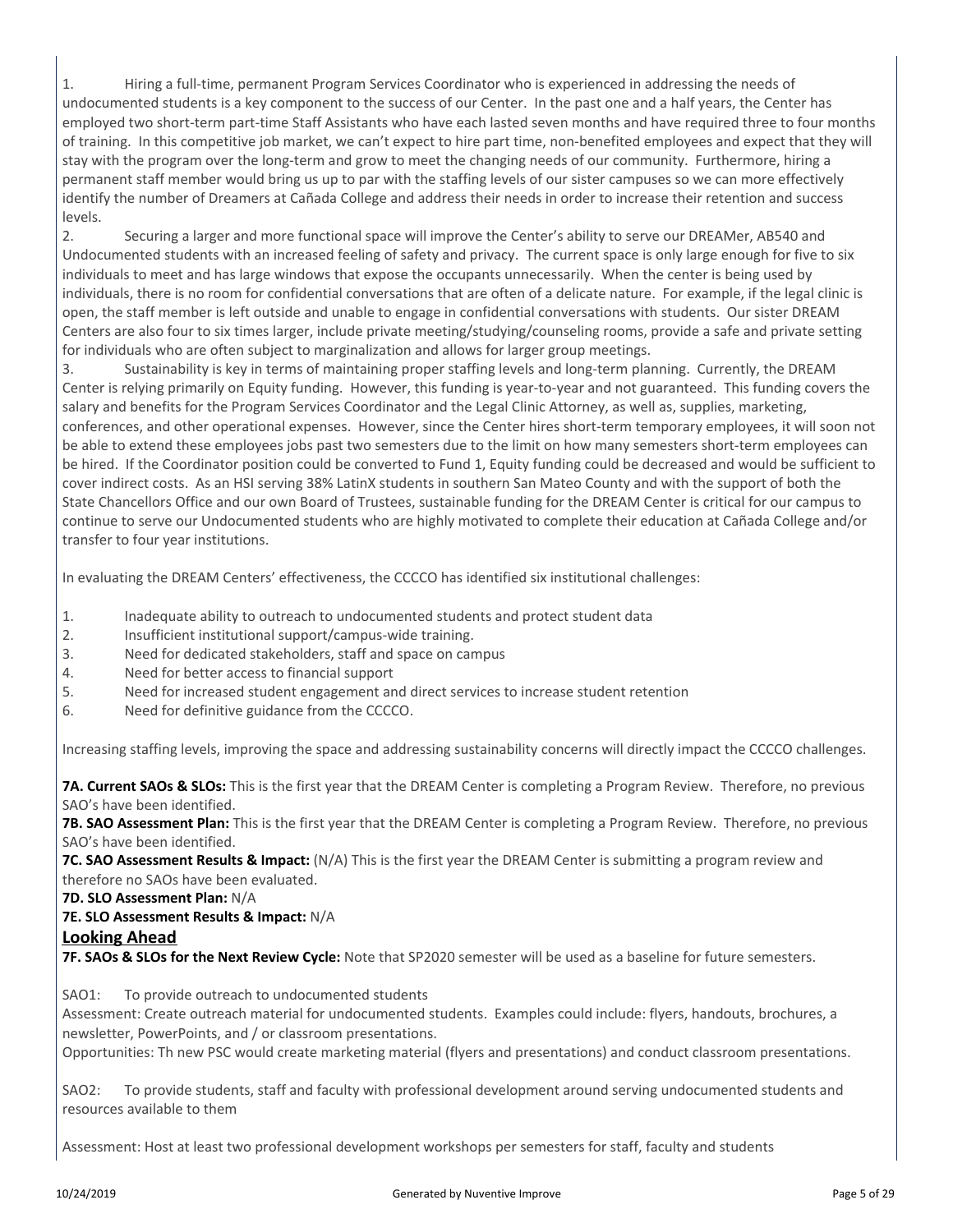1. Hiring a full-time, permanent Program Services Coordinator who is experienced in addressing the needs of undocumented students is a key component to the success of our Center. In the past one and a half years, the Center has employed two short-term part-time Staff Assistants who have each lasted seven months and have required three to four months of training. In this competitive job market, we can't expect to hire part time, non-benefited employees and expect that they will stay with the program over the long-term and grow to meet the changing needs of our community. Furthermore, hiring a permanent staff member would bring us up to par with the staffing levels of our sister campuses so we can more effectively identify the number of Dreamers at Cañada College and address their needs in order to increase their retention and success levels.
2. Securing a larger and more functional space will improve the Center's ability to serve our DREAMer, AB540 and Undocumented students with an increased feeling of safety and privacy. The current space is only large enough for five to six individuals to meet and has large windows that expose the occupants unnecessarily. When the center is being used by individuals, there is no room for confidential conversations that are often of a delicate nature. For example, if the legal clinic is open, the staff member is left outside and unable to engage in confidential conversations with students. Our sister DREAM Centers are also four to six times larger, include private meeting/studying/counseling rooms, provide a safe and private setting for individuals who are often subject to marginalization and allows for larger group meetings.
3. Sustainability is key in terms of maintaining proper staffing levels and long-term planning. Currently, the DREAM Center is relying primarily on Equity funding. However, this funding is year-to-year and not guaranteed. This funding covers the salary and benefits for the Program Services Coordinator and the Legal Clinic Attorney, as well as, supplies, marketing, conferences, and other operational expenses. However, since the Center hires short-term temporary employees, it will soon not be able to extend these employees jobs past two semesters due to the limit on how many semesters short-term employees can be hired. If the Coordinator position could be converted to Fund 1, Equity funding could be decreased and would be sufficient to cover indirect costs. As an HSI serving 38% LatinX students in southern San Mateo County and with the support of both the State Chancellors Office and our own Board of Trustees, sustainable funding for the DREAM Center is critical for our campus to continue to serve our Undocumented students who are highly motivated to complete their education at Cañada College and/or transfer to four year institutions.

In evaluating the DREAM Centers' effectiveness, the CCCCO has identified six institutional challenges:

1. Inadequate ability to outreach to undocumented students and protect student data
2. Insufficient institutional support/campus-wide training.
3. Need for dedicated stakeholders, staff and space on campus
4. Need for better access to financial support
5. Need for increased student engagement and direct services to increase student retention
6. Need for definitive guidance from the CCCCO.

Increasing staffing levels, improving the space and addressing sustainability concerns will directly impact the CCCCO challenges.

**7A. Current SAOs & SLOs:** This is the first year that the DREAM Center is completing a Program Review. Therefore, no previous SAO's have been identified.

**7B. SAO Assessment Plan:** This is the first year that the DREAM Center is completing a Program Review. Therefore, no previous SAO's have been identified.

**7C. SAO Assessment Results & Impact:** (N/A) This is the first year the DREAM Center is submitting a program review and therefore no SAOs have been evaluated.

**7D. SLO Assessment Plan:** N/A

**7E. SLO Assessment Results & Impact:** N/A

## Looking Ahead

**7F. SAOs & SLOs for the Next Review Cycle:** Note that SP2020 semester will be used as a baseline for future semesters.

SAO1: To provide outreach to undocumented students

Assessment: Create outreach material for undocumented students. Examples could include: flyers, handouts, brochures, a newsletter, PowerPoints, and / or classroom presentations.

Opportunities: Th new PSC would create marketing material (flyers and presentations) and conduct classroom presentations.

SAO2: To provide students, staff and faculty with professional development around serving undocumented students and resources available to them

Assessment: Host at least two professional development workshops per semesters for staff, faculty and students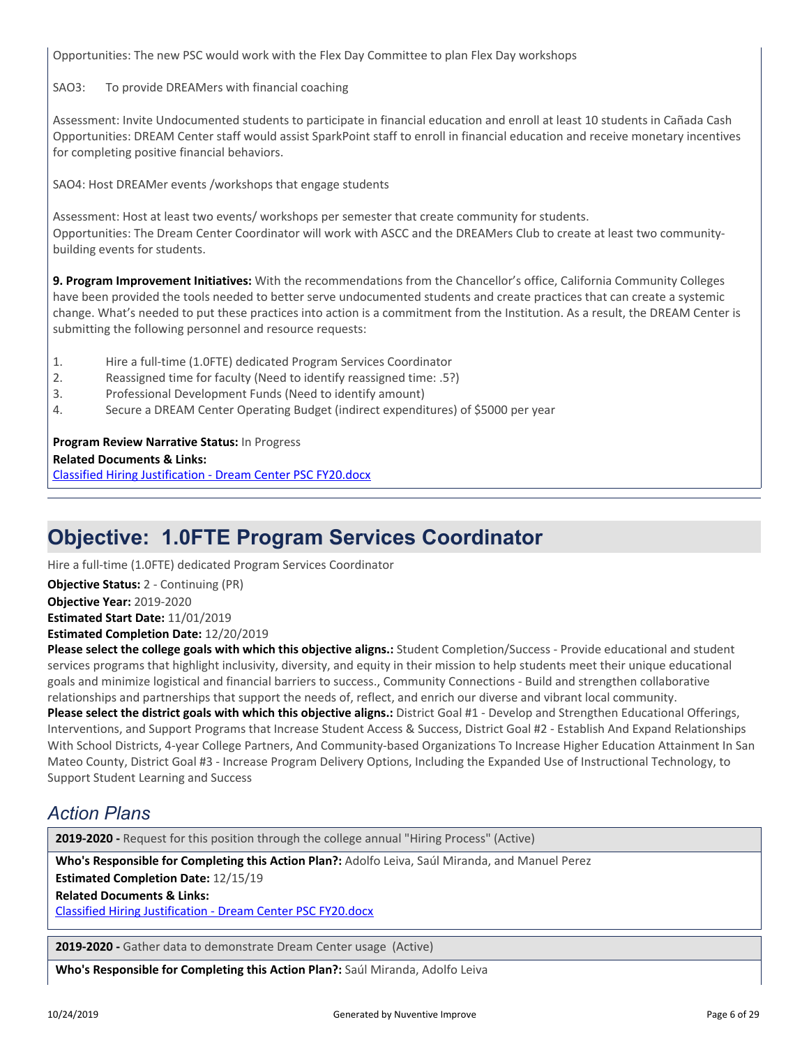Opportunities: The new PSC would work with the Flex Day Committee to plan Flex Day workshops

SAO3: To provide DREAMers with financial coaching

Assessment: Invite Undocumented students to participate in financial education and enroll at least 10 students in Cañada Cash
Opportunities: DREAM Center staff would assist SparkPoint staff to enroll in financial education and receive monetary incentives for completing positive financial behaviors.

SAO4: Host DREAMer events /workshops that engage students

Assessment: Host at least two events/ workshops per semester that create community for students.
Opportunities: The Dream Center Coordinator will work with ASCC and the DREAMers Club to create at least two community-building events for students.

**9. Program Improvement Initiatives:** With the recommendations from the Chancellor's office, California Community Colleges have been provided the tools needed to better serve undocumented students and create practices that can create a systemic change. What's needed to put these practices into action is a commitment from the Institution. As a result, the DREAM Center is submitting the following personnel and resource requests:

1. Hire a full-time (1.0FTE) dedicated Program Services Coordinator
2. Reassigned time for faculty (Need to identify reassigned time: .5?)
3. Professional Development Funds (Need to identify amount)
4. Secure a DREAM Center Operating Budget (indirect expenditures) of $5000 per year

**Program Review Narrative Status:** In Progress
**Related Documents & Links:**
Classified Hiring Justification - Dream Center PSC FY20.docx

# Objective: 1.0FTE Program Services Coordinator

Hire a full-time (1.0FTE) dedicated Program Services Coordinator

**Objective Status:** 2 - Continuing (PR)
**Objective Year:** 2019-2020
**Estimated Start Date:** 11/01/2019
**Estimated Completion Date:** 12/20/2019
**Please select the college goals with which this objective aligns.:** Student Completion/Success - Provide educational and student services programs that highlight inclusivity, diversity, and equity in their mission to help students meet their unique educational goals and minimize logistical and financial barriers to success., Community Connections - Build and strengthen collaborative relationships and partnerships that support the needs of, reflect, and enrich our diverse and vibrant local community.
**Please select the district goals with which this objective aligns.:** District Goal #1 - Develop and Strengthen Educational Offerings, Interventions, and Support Programs that Increase Student Access & Success, District Goal #2 - Establish And Expand Relationships With School Districts, 4-year College Partners, And Community-based Organizations To Increase Higher Education Attainment In San Mateo County, District Goal #3 - Increase Program Delivery Options, Including the Expanded Use of Instructional Technology, to Support Student Learning and Success

## *Action Plans*

**2019-2020 -** Request for this position through the college annual "Hiring Process" (Active)

**Who's Responsible for Completing this Action Plan?:** Adolfo Leiva, Saúl Miranda, and Manuel Perez
**Estimated Completion Date:** 12/15/19
**Related Documents & Links:**
Classified Hiring Justification - Dream Center PSC FY20.docx

**2019-2020 -** Gather data to demonstrate Dream Center usage (Active)

**Who's Responsible for Completing this Action Plan?:** Saúl Miranda, Adolfo Leiva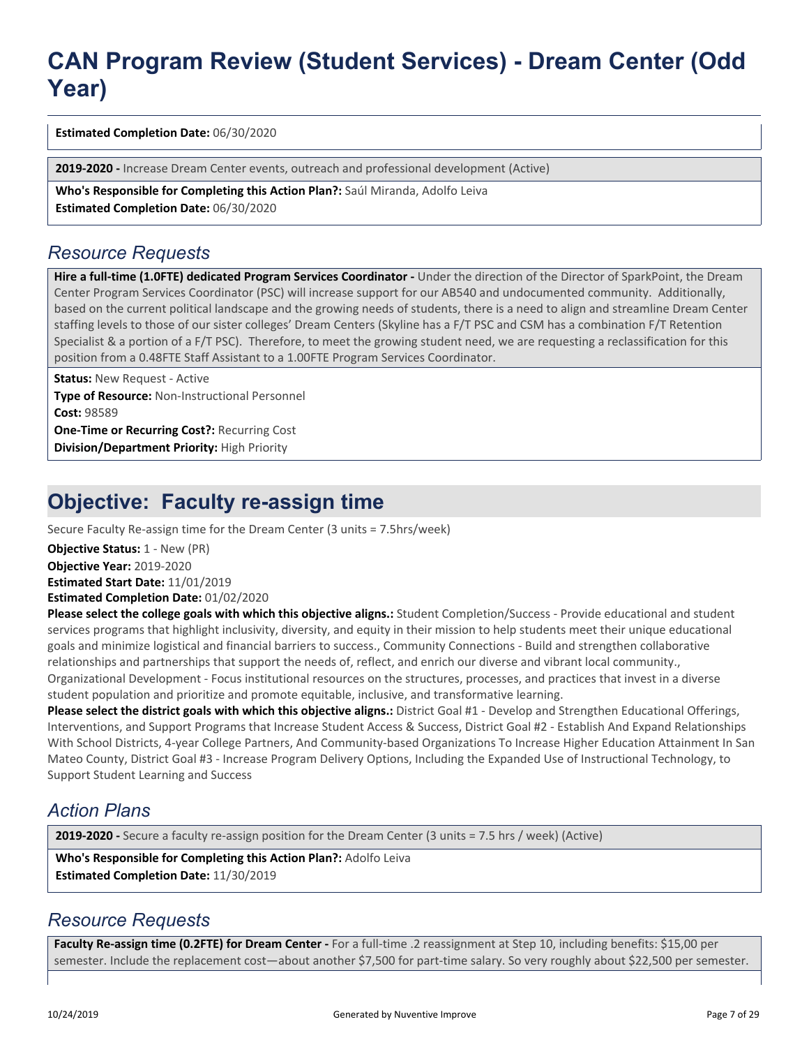# CAN Program Review (Student Services) - Dream Center (Odd Year)

**Estimated Completion Date:** 06/30/2020

**2019-2020 -** Increase Dream Center events, outreach and professional development (Active)

**Who's Responsible for Completing this Action Plan?:** Saúl Miranda, Adolfo Leiva
**Estimated Completion Date:** 06/30/2020

## *Resource Requests*

**Hire a full-time (1.0FTE) dedicated Program Services Coordinator -** Under the direction of the Director of SparkPoint, the Dream Center Program Services Coordinator (PSC) will increase support for our AB540 and undocumented community. Additionally, based on the current political landscape and the growing needs of students, there is a need to align and streamline Dream Center staffing levels to those of our sister colleges' Dream Centers (Skyline has a F/T PSC and CSM has a combination F/T Retention Specialist & a portion of a F/T PSC). Therefore, to meet the growing student need, we are requesting a reclassification for this position from a 0.48FTE Staff Assistant to a 1.00FTE Program Services Coordinator.

**Status:** New Request - Active
**Type of Resource:** Non-Instructional Personnel
**Cost:** 98589
**One-Time or Recurring Cost?:** Recurring Cost
**Division/Department Priority:** High Priority

# Objective: Faculty re-assign time

Secure Faculty Re-assign time for the Dream Center (3 units = 7.5hrs/week)

**Objective Status:** 1 - New (PR)
**Objective Year:** 2019-2020
**Estimated Start Date:** 11/01/2019
**Estimated Completion Date:** 01/02/2020
**Please select the college goals with which this objective aligns.:** Student Completion/Success - Provide educational and student services programs that highlight inclusivity, diversity, and equity in their mission to help students meet their unique educational goals and minimize logistical and financial barriers to success., Community Connections - Build and strengthen collaborative relationships and partnerships that support the needs of, reflect, and enrich our diverse and vibrant local community., Organizational Development - Focus institutional resources on the structures, processes, and practices that invest in a diverse student population and prioritize and promote equitable, inclusive, and transformative learning.
**Please select the district goals with which this objective aligns.:** District Goal #1 - Develop and Strengthen Educational Offerings, Interventions, and Support Programs that Increase Student Access & Success, District Goal #2 - Establish And Expand Relationships With School Districts, 4-year College Partners, And Community-based Organizations To Increase Higher Education Attainment In San Mateo County, District Goal #3 - Increase Program Delivery Options, Including the Expanded Use of Instructional Technology, to Support Student Learning and Success

## *Action Plans*

**2019-2020 -** Secure a faculty re-assign position for the Dream Center (3 units = 7.5 hrs / week) (Active)

**Who's Responsible for Completing this Action Plan?:** Adolfo Leiva
**Estimated Completion Date:** 11/30/2019

## *Resource Requests*

**Faculty Re-assign time (0.2FTE) for Dream Center -** For a full-time .2 reassignment at Step 10, including benefits: $15,00 per semester. Include the replacement cost—about another $7,500 for part-time salary. So very roughly about $22,500 per semester.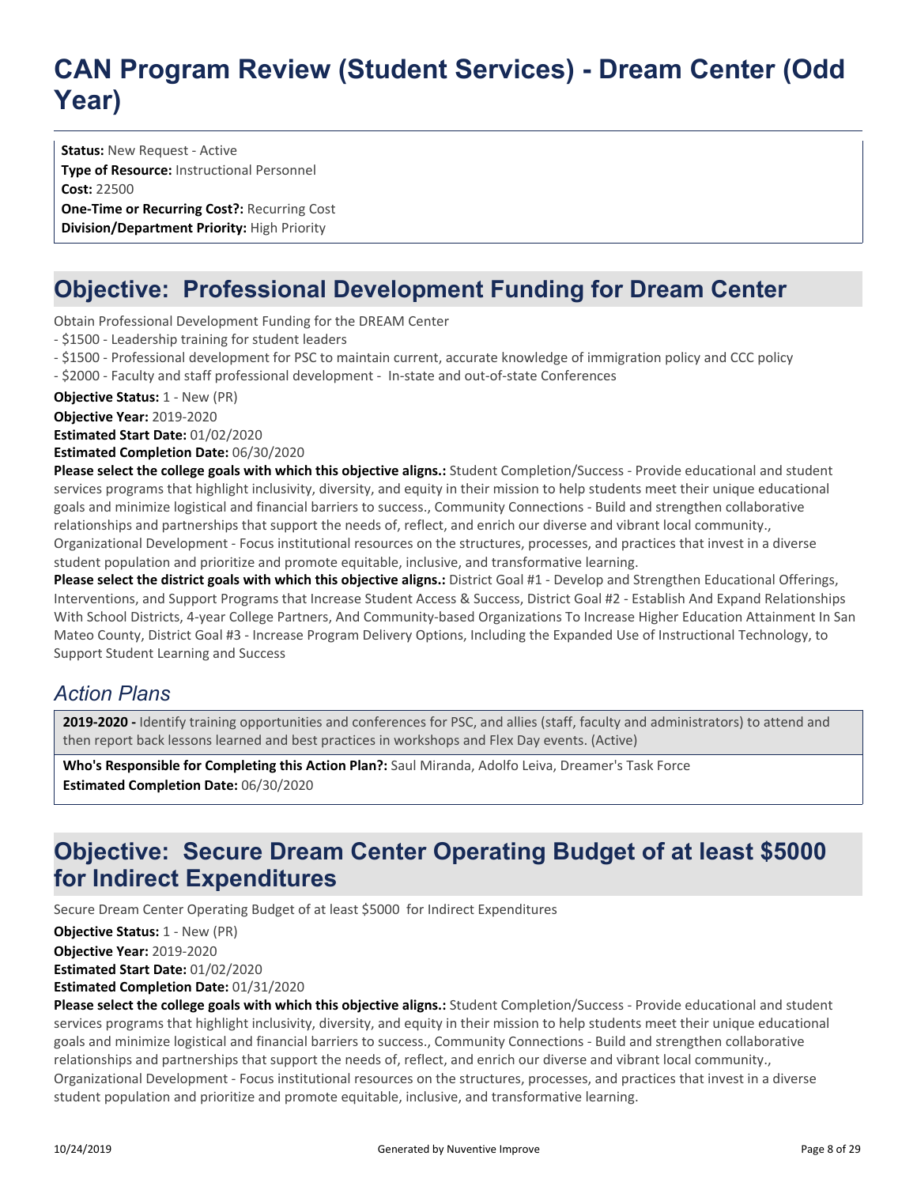# CAN Program Review (Student Services) - Dream Center (Odd Year)

**Status:** New Request - Active
**Type of Resource:** Instructional Personnel
**Cost:** 22500
**One-Time or Recurring Cost?:** Recurring Cost
**Division/Department Priority:** High Priority

## Objective: Professional Development Funding for Dream Center

Obtain Professional Development Funding for the DREAM Center
- $1500 - Leadership training for student leaders
- $1500 - Professional development for PSC to maintain current, accurate knowledge of immigration policy and CCC policy
- $2000 - Faculty and staff professional development - In-state and out-of-state Conferences

**Objective Status:** 1 - New (PR)
**Objective Year:** 2019-2020
**Estimated Start Date:** 01/02/2020
**Estimated Completion Date:** 06/30/2020
**Please select the college goals with which this objective aligns.:** Student Completion/Success - Provide educational and student services programs that highlight inclusivity, diversity, and equity in their mission to help students meet their unique educational goals and minimize logistical and financial barriers to success., Community Connections - Build and strengthen collaborative relationships and partnerships that support the needs of, reflect, and enrich our diverse and vibrant local community., Organizational Development - Focus institutional resources on the structures, processes, and practices that invest in a diverse student population and prioritize and promote equitable, inclusive, and transformative learning.
**Please select the district goals with which this objective aligns.:** District Goal #1 - Develop and Strengthen Educational Offerings, Interventions, and Support Programs that Increase Student Access & Success, District Goal #2 - Establish And Expand Relationships With School Districts, 4-year College Partners, And Community-based Organizations To Increase Higher Education Attainment In San Mateo County, District Goal #3 - Increase Program Delivery Options, Including the Expanded Use of Instructional Technology, to Support Student Learning and Success

### *Action Plans*

**2019-2020 -** Identify training opportunities and conferences for PSC, and allies (staff, faculty and administrators) to attend and then report back lessons learned and best practices in workshops and Flex Day events. (Active)

**Who's Responsible for Completing this Action Plan?:** Saul Miranda, Adolfo Leiva, Dreamer's Task Force
**Estimated Completion Date:** 06/30/2020

## Objective: Secure Dream Center Operating Budget of at least $5000 for Indirect Expenditures

Secure Dream Center Operating Budget of at least $5000 for Indirect Expenditures

**Objective Status:** 1 - New (PR)
**Objective Year:** 2019-2020
**Estimated Start Date:** 01/02/2020
**Estimated Completion Date:** 01/31/2020
**Please select the college goals with which this objective aligns.:** Student Completion/Success - Provide educational and student services programs that highlight inclusivity, diversity, and equity in their mission to help students meet their unique educational goals and minimize logistical and financial barriers to success., Community Connections - Build and strengthen collaborative relationships and partnerships that support the needs of, reflect, and enrich our diverse and vibrant local community., Organizational Development - Focus institutional resources on the structures, processes, and practices that invest in a diverse student population and prioritize and promote equitable, inclusive, and transformative learning.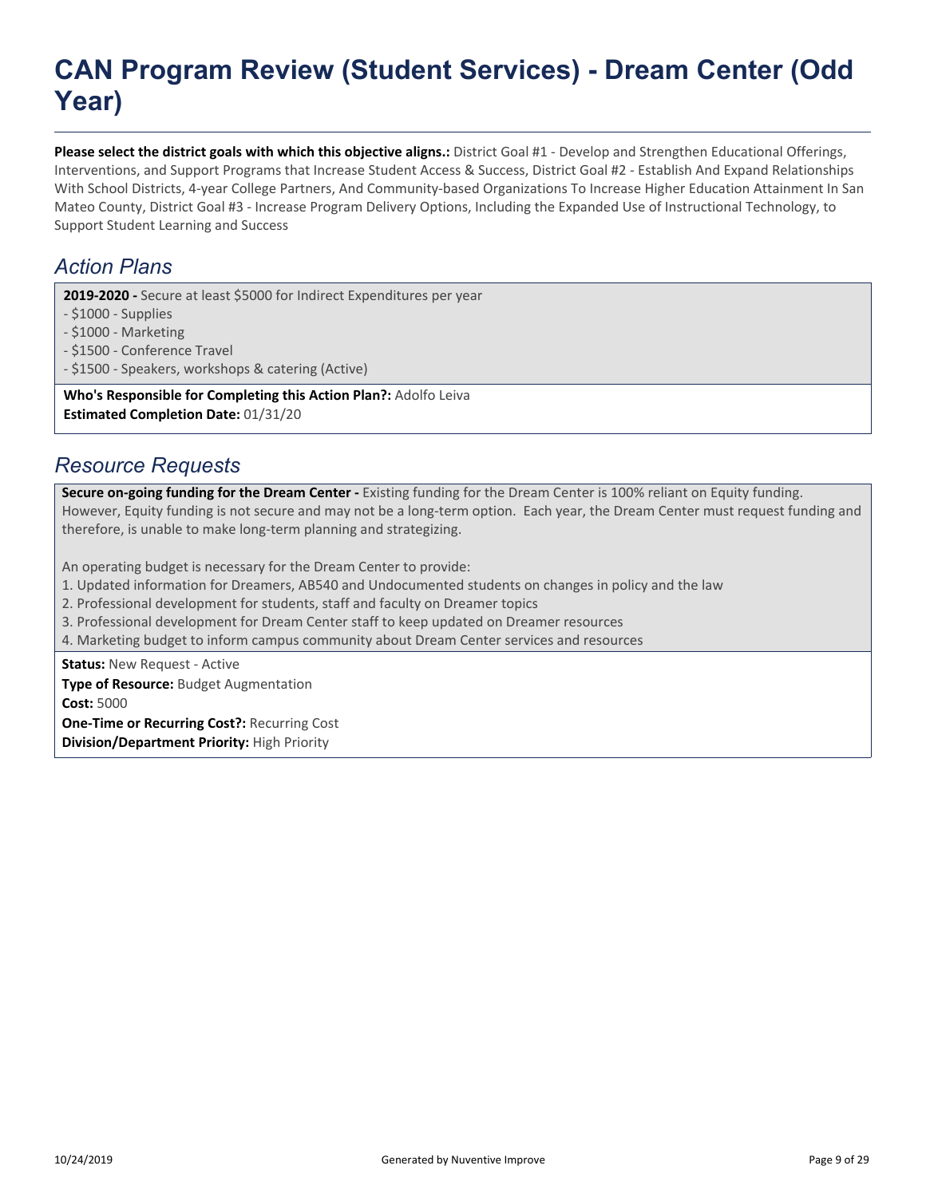# CAN Program Review (Student Services) - Dream Center (Odd Year)

**Please select the district goals with which this objective aligns.:** District Goal #1 - Develop and Strengthen Educational Offerings, Interventions, and Support Programs that Increase Student Access & Success, District Goal #2 - Establish And Expand Relationships With School Districts, 4-year College Partners, And Community-based Organizations To Increase Higher Education Attainment In San Mateo County, District Goal #3 - Increase Program Delivery Options, Including the Expanded Use of Instructional Technology, to Support Student Learning and Success

## *Action Plans*

**2019-2020 -** Secure at least $5000 for Indirect Expenditures per year
- $1000 - Supplies
- $1000 - Marketing
- $1500 - Conference Travel
- $1500 - Speakers, workshops & catering (Active)

**Who's Responsible for Completing this Action Plan?:** Adolfo Leiva
**Estimated Completion Date:** 01/31/20

## *Resource Requests*

**Secure on-going funding for the Dream Center -** Existing funding for the Dream Center is 100% reliant on Equity funding. However, Equity funding is not secure and may not be a long-term option. Each year, the Dream Center must request funding and therefore, is unable to make long-term planning and strategizing.

An operating budget is necessary for the Dream Center to provide:
1. Updated information for Dreamers, AB540 and Undocumented students on changes in policy and the law
2. Professional development for students, staff and faculty on Dreamer topics
3. Professional development for Dream Center staff to keep updated on Dreamer resources
4. Marketing budget to inform campus community about Dream Center services and resources

**Status:** New Request - Active
**Type of Resource:** Budget Augmentation
**Cost:** 5000
**One-Time or Recurring Cost?:** Recurring Cost
**Division/Department Priority:** High Priority